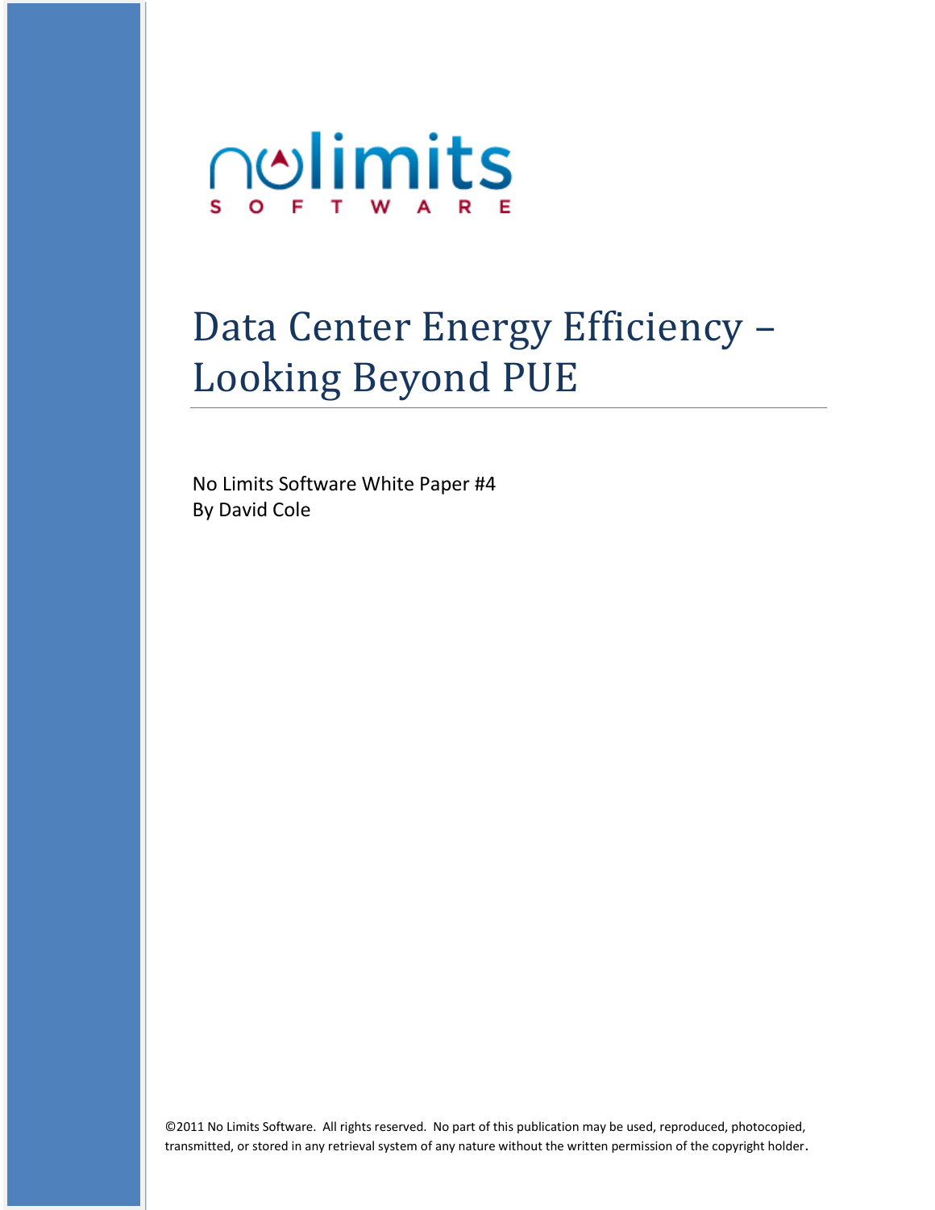nolimits
SOFTWARE

# Data Center Energy Efficiency – Looking Beyond PUE

No Limits Software White Paper #4
By David Cole

©2011 No Limits Software. All rights reserved. No part of this publication may be used, reproduced, photocopied, transmitted, or stored in any retrieval system of any nature without the written permission of the copyright holder.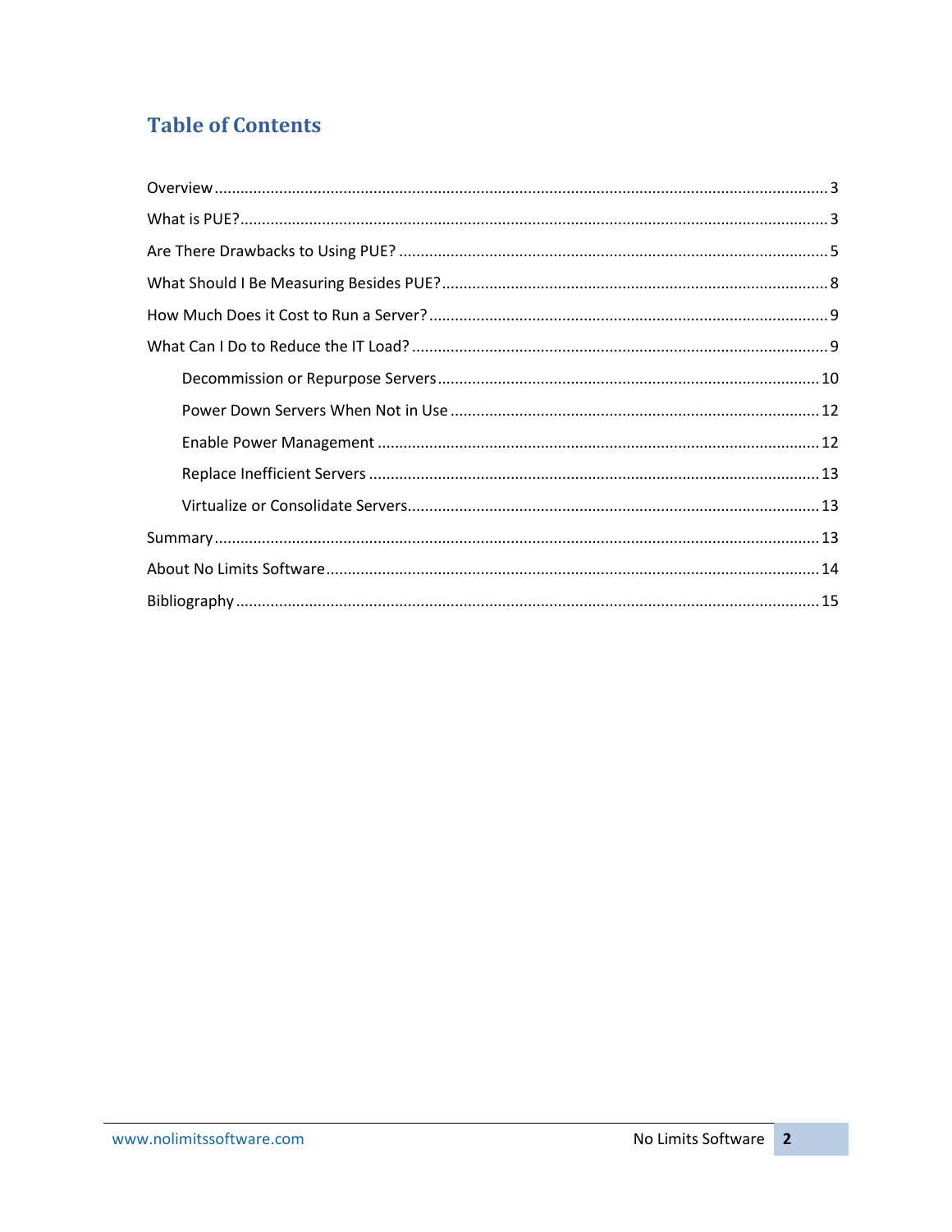## Table of Contents

Overview ........................................................................................................................................... 3
What is PUE? ..................................................................................................................................... 3
Are There Drawbacks to Using PUE? .................................................................................................. 5
What Should I Be Measuring Besides PUE? ........................................................................................ 8
How Much Does it Cost to Run a Server? ........................................................................................... 9
What Can I Do to Reduce the IT Load? ............................................................................................... 9
    Decommission or Repurpose Servers ....................................................................................... 10
    Power Down Servers When Not in Use ..................................................................................... 12
    Enable Power Management ..................................................................................................... 12
    Replace Inefficient Servers ....................................................................................................... 13
    Virtualize or Consolidate Servers .............................................................................................. 13
Summary .......................................................................................................................................... 13
About No Limits Software ................................................................................................................. 14
Bibliography ..................................................................................................................................... 15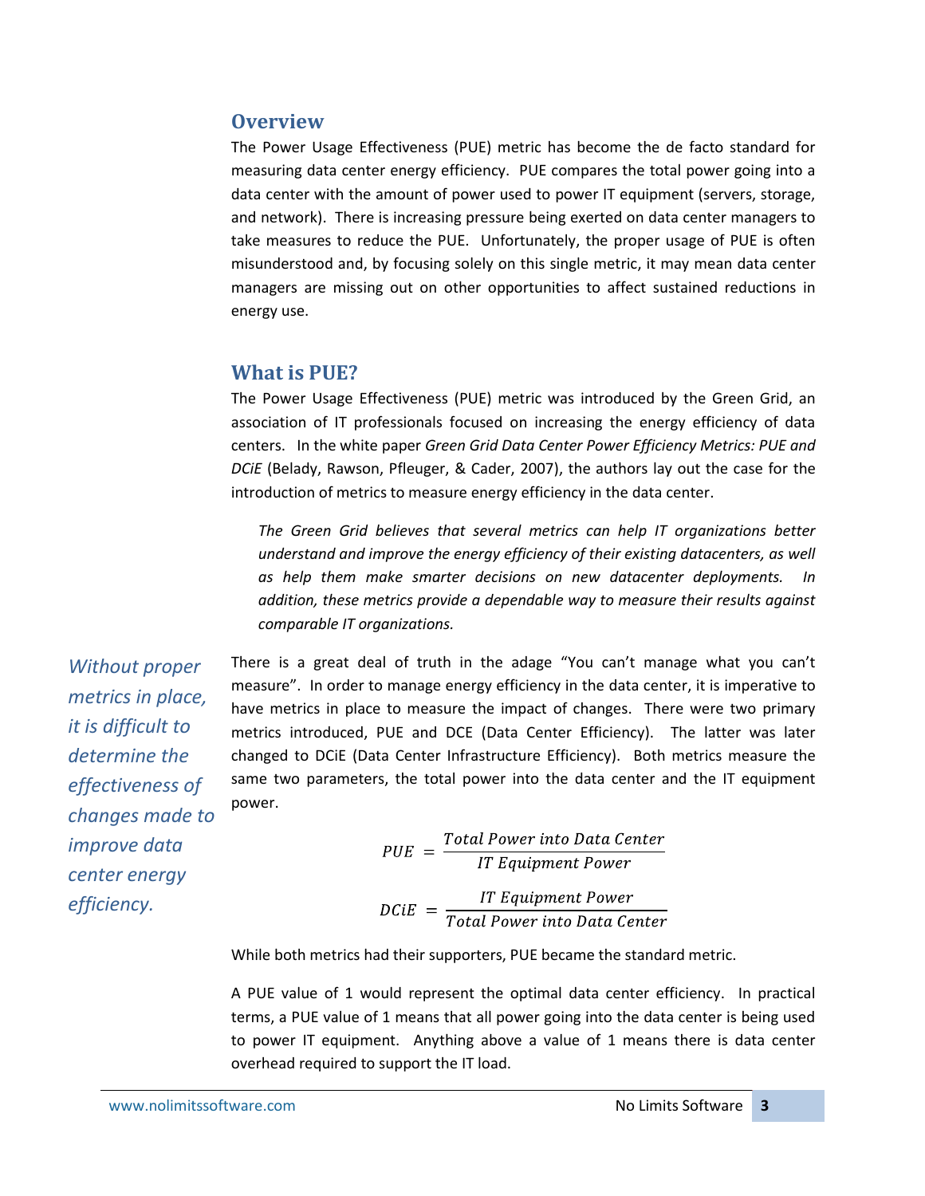## Overview

The Power Usage Effectiveness (PUE) metric has become the de facto standard for measuring data center energy efficiency. PUE compares the total power going into a data center with the amount of power used to power IT equipment (servers, storage, and network). There is increasing pressure being exerted on data center managers to take measures to reduce the PUE. Unfortunately, the proper usage of PUE is often misunderstood and, by focusing solely on this single metric, it may mean data center managers are missing out on other opportunities to affect sustained reductions in energy use.

## What is PUE?

The Power Usage Effectiveness (PUE) metric was introduced by the Green Grid, an association of IT professionals focused on increasing the energy efficiency of data centers. In the white paper *Green Grid Data Center Power Efficiency Metrics: PUE and DCiE* (Belady, Rawson, Pfleuger, & Cader, 2007), the authors lay out the case for the introduction of metrics to measure energy efficiency in the data center.

> *The Green Grid believes that several metrics can help IT organizations better understand and improve the energy efficiency of their existing datacenters, as well as help them make smarter decisions on new datacenter deployments. In addition, these metrics provide a dependable way to measure their results against comparable IT organizations.*

*Without proper metrics in place, it is difficult to determine the effectiveness of changes made to improve data center energy efficiency.*

There is a great deal of truth in the adage "You can't manage what you can't measure". In order to manage energy efficiency in the data center, it is imperative to have metrics in place to measure the impact of changes. There were two primary metrics introduced, PUE and DCE (Data Center Efficiency). The latter was later changed to DCiE (Data Center Infrastructure Efficiency). Both metrics measure the same two parameters, the total power into the data center and the IT equipment power.

$$PUE = \frac{Total\ Power\ into\ Data\ Center}{IT\ Equipment\ Power}$$

$$DCiE = \frac{IT\ Equipment\ Power}{Total\ Power\ into\ Data\ Center}$$

While both metrics had their supporters, PUE became the standard metric.

A PUE value of 1 would represent the optimal data center efficiency. In practical terms, a PUE value of 1 means that all power going into the data center is being used to power IT equipment. Anything above a value of 1 means there is data center overhead required to support the IT load.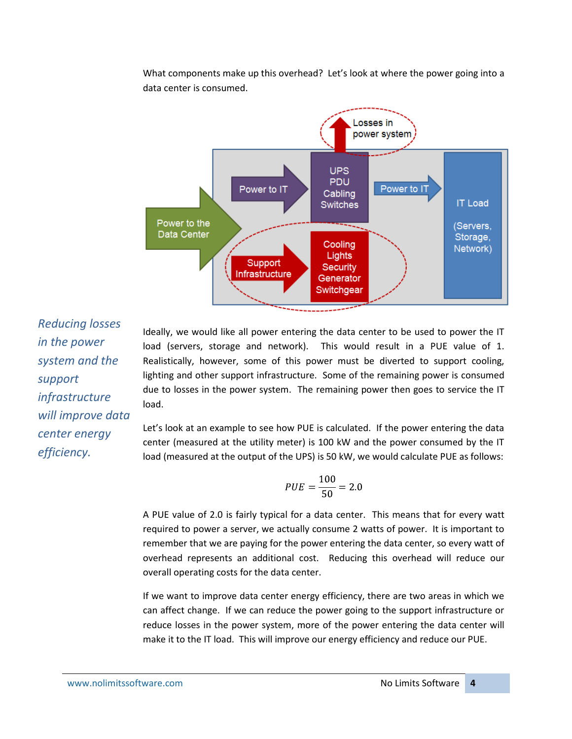What components make up this overhead? Let's look at where the power going into a data center is consumed.

Power to the Data Center

Power to IT

UPS
PDU
Cabling
Switches

Losses in power system

Power to IT

IT Load

(Servers, Storage, Network)

Support Infrastructure

Cooling
Lights
Security
Generator
Switchgear

*Reducing losses in the power system and the support infrastructure will improve data center energy efficiency.*

Ideally, we would like all power entering the data center to be used to power the IT load (servers, storage and network). This would result in a PUE value of 1. Realistically, however, some of this power must be diverted to support cooling, lighting and other support infrastructure. Some of the remaining power is consumed due to losses in the power system. The remaining power then goes to service the IT load.

Let's look at an example to see how PUE is calculated. If the power entering the data center (measured at the utility meter) is 100 kW and the power consumed by the IT load (measured at the output of the UPS) is 50 kW, we would calculate PUE as follows:

$$PUE = \frac{100}{50} = 2.0$$

A PUE value of 2.0 is fairly typical for a data center. This means that for every watt required to power a server, we actually consume 2 watts of power. It is important to remember that we are paying for the power entering the data center, so every watt of overhead represents an additional cost. Reducing this overhead will reduce our overall operating costs for the data center.

If we want to improve data center energy efficiency, there are two areas in which we can affect change. If we can reduce the power going to the support infrastructure or reduce losses in the power system, more of the power entering the data center will make it to the IT load. This will improve our energy efficiency and reduce our PUE.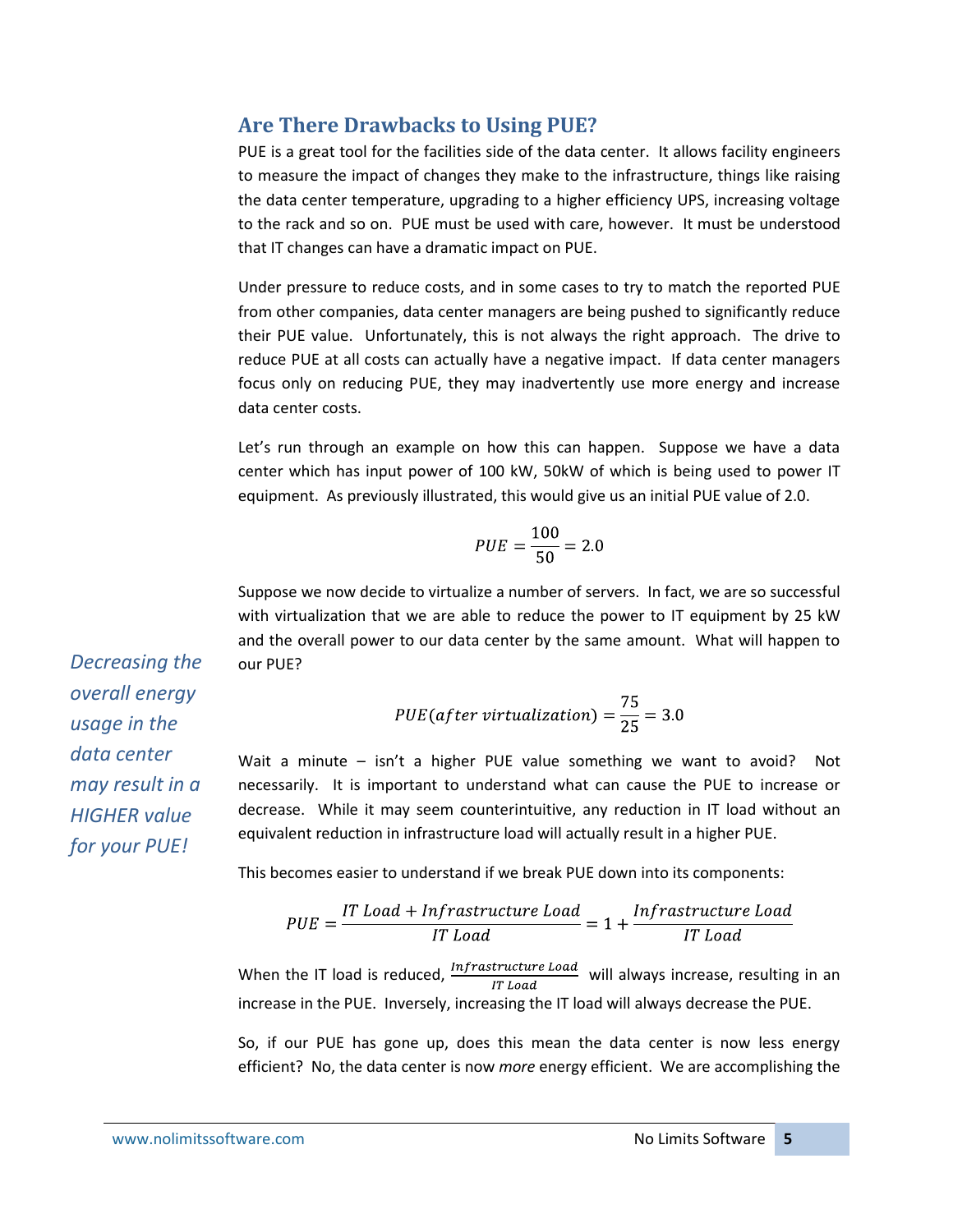## Are There Drawbacks to Using PUE?

PUE is a great tool for the facilities side of the data center. It allows facility engineers to measure the impact of changes they make to the infrastructure, things like raising the data center temperature, upgrading to a higher efficiency UPS, increasing voltage to the rack and so on. PUE must be used with care, however. It must be understood that IT changes can have a dramatic impact on PUE.

Under pressure to reduce costs, and in some cases to try to match the reported PUE from other companies, data center managers are being pushed to significantly reduce their PUE value. Unfortunately, this is not always the right approach. The drive to reduce PUE at all costs can actually have a negative impact. If data center managers focus only on reducing PUE, they may inadvertently use more energy and increase data center costs.

Let's run through an example on how this can happen. Suppose we have a data center which has input power of 100 kW, 50kW of which is being used to power IT equipment. As previously illustrated, this would give us an initial PUE value of 2.0.

$$PUE = \frac{100}{50} = 2.0$$

Suppose we now decide to virtualize a number of servers. In fact, we are so successful with virtualization that we are able to reduce the power to IT equipment by 25 kW and the overall power to our data center by the same amount. What will happen to our PUE?

*Decreasing the overall energy usage in the data center may result in a HIGHER value for your PUE!*

$$PUE(after\ virtualization) = \frac{75}{25} = 3.0$$

Wait a minute – isn't a higher PUE value something we want to avoid? Not necessarily. It is important to understand what can cause the PUE to increase or decrease. While it may seem counterintuitive, any reduction in IT load without an equivalent reduction in infrastructure load will actually result in a higher PUE.

This becomes easier to understand if we break PUE down into its components:

$$PUE = \frac{IT\ Load + Infrastructure\ Load}{IT\ Load} = 1 + \frac{Infrastructure\ Load}{IT\ Load}$$

When the IT load is reduced, $\frac{Infrastructure\ Load}{IT\ Load}$ will always increase, resulting in an increase in the PUE. Inversely, increasing the IT load will always decrease the PUE.

So, if our PUE has gone up, does this mean the data center is now less energy efficient? No, the data center is now *more* energy efficient. We are accomplishing the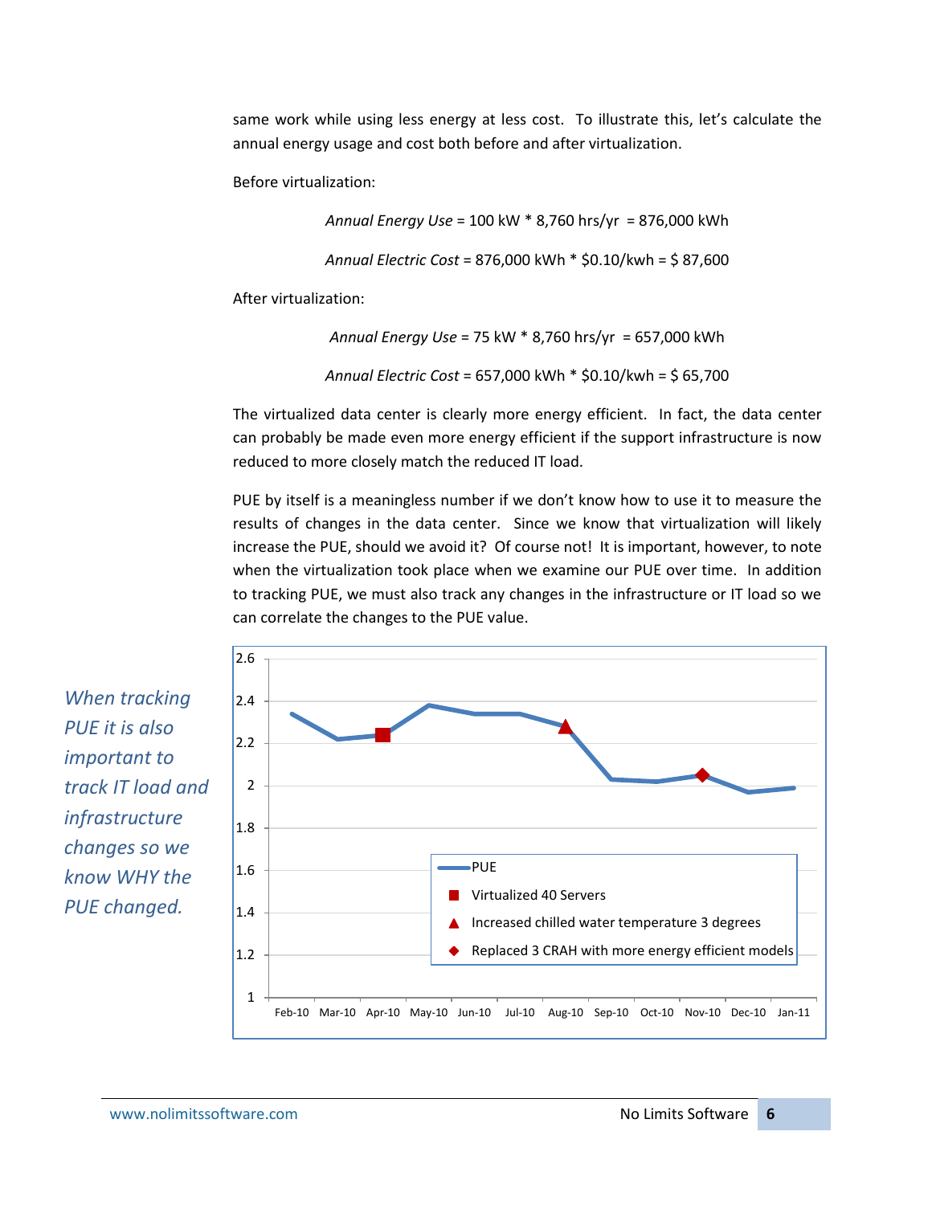same work while using less energy at less cost. To illustrate this, let's calculate the annual energy usage and cost both before and after virtualization.

Before virtualization:

*Annual Energy Use* = 100 kW * 8,760 hrs/yr = 876,000 kWh

*Annual Electric Cost* = 876,000 kWh * $0.10/kwh = $ 87,600

After virtualization:

*Annual Energy Use* = 75 kW * 8,760 hrs/yr = 657,000 kWh

*Annual Electric Cost* = 657,000 kWh * $0.10/kwh = $ 65,700

The virtualized data center is clearly more energy efficient. In fact, the data center can probably be made even more energy efficient if the support infrastructure is now reduced to more closely match the reduced IT load.

PUE by itself is a meaningless number if we don't know how to use it to measure the results of changes in the data center. Since we know that virtualization will likely increase the PUE, should we avoid it? Of course not! It is important, however, to note when the virtualization took place when we examine our PUE over time. In addition to tracking PUE, we must also track any changes in the infrastructure or IT load so we can correlate the changes to the PUE value.

*When tracking PUE it is also important to track IT load and infrastructure changes so we know WHY the PUE changed.*

| Month | PUE | Event |
|---|---|---|
| Feb-10 | 2.34 | |
| Mar-10 | 2.22 | |
| Apr-10 | 2.24 | Virtualized 40 Servers |
| May-10 | 2.38 | |
| Jun-10 | 2.34 | |
| Jul-10 | 2.34 | |
| Aug-10 | 2.28 | Increased chilled water temperature 3 degrees |
| Sep-10 | 2.03 | |
| Oct-10 | 2.02 | |
| Nov-10 | 2.05 | Replaced 3 CRAH with more energy efficient models |
| Dec-10 | 1.97 | |
| Jan-11 | 1.99 | |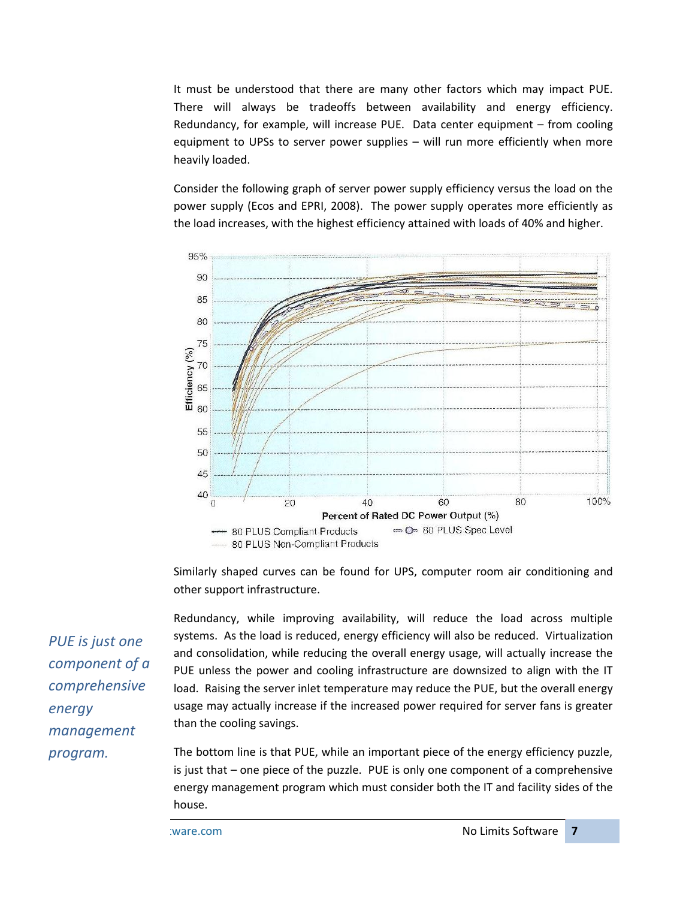It must be understood that there are many other factors which may impact PUE. There will always be tradeoffs between availability and energy efficiency. Redundancy, for example, will increase PUE. Data center equipment – from cooling equipment to UPSs to server power supplies – will run more efficiently when more heavily loaded.

Consider the following graph of server power supply efficiency versus the load on the power supply (Ecos and EPRI, 2008). The power supply operates more efficiently as the load increases, with the highest efficiency attained with loads of 40% and higher.

Similarly shaped curves can be found for UPS, computer room air conditioning and other support infrastructure.

*PUE is just one component of a comprehensive energy management program.*

Redundancy, while improving availability, will reduce the load across multiple systems. As the load is reduced, energy efficiency will also be reduced. Virtualization and consolidation, while reducing the overall energy usage, will actually increase the PUE unless the power and cooling infrastructure are downsized to align with the IT load. Raising the server inlet temperature may reduce the PUE, but the overall energy usage may actually increase if the increased power required for server fans is greater than the cooling savings.

The bottom line is that PUE, while an important piece of the energy efficiency puzzle, is just that – one piece of the puzzle. PUE is only one component of a comprehensive energy management program which must consider both the IT and facility sides of the house.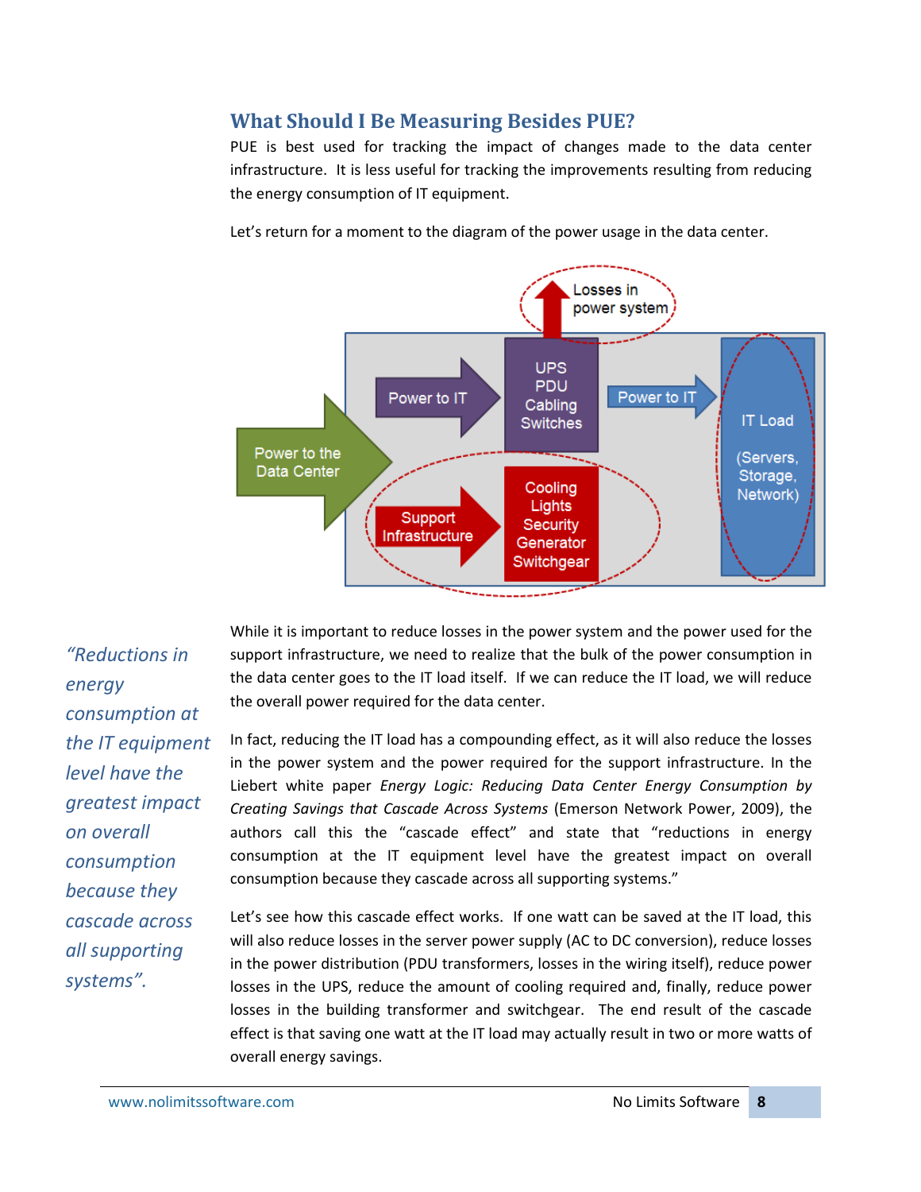## What Should I Be Measuring Besides PUE?

PUE is best used for tracking the impact of changes made to the data center infrastructure. It is less useful for tracking the improvements resulting from reducing the energy consumption of IT equipment.

Let's return for a moment to the diagram of the power usage in the data center.

*"Reductions in energy consumption at the IT equipment level have the greatest impact on overall consumption because they cascade across all supporting systems".*

While it is important to reduce losses in the power system and the power used for the support infrastructure, we need to realize that the bulk of the power consumption in the data center goes to the IT load itself. If we can reduce the IT load, we will reduce the overall power required for the data center.

In fact, reducing the IT load has a compounding effect, as it will also reduce the losses in the power system and the power required for the support infrastructure. In the Liebert white paper *Energy Logic: Reducing Data Center Energy Consumption by Creating Savings that Cascade Across Systems* (Emerson Network Power, 2009), the authors call this the "cascade effect" and state that "reductions in energy consumption at the IT equipment level have the greatest impact on overall consumption because they cascade across all supporting systems."

Let's see how this cascade effect works. If one watt can be saved at the IT load, this will also reduce losses in the server power supply (AC to DC conversion), reduce losses in the power distribution (PDU transformers, losses in the wiring itself), reduce power losses in the UPS, reduce the amount of cooling required and, finally, reduce power losses in the building transformer and switchgear. The end result of the cascade effect is that saving one watt at the IT load may actually result in two or more watts of overall energy savings.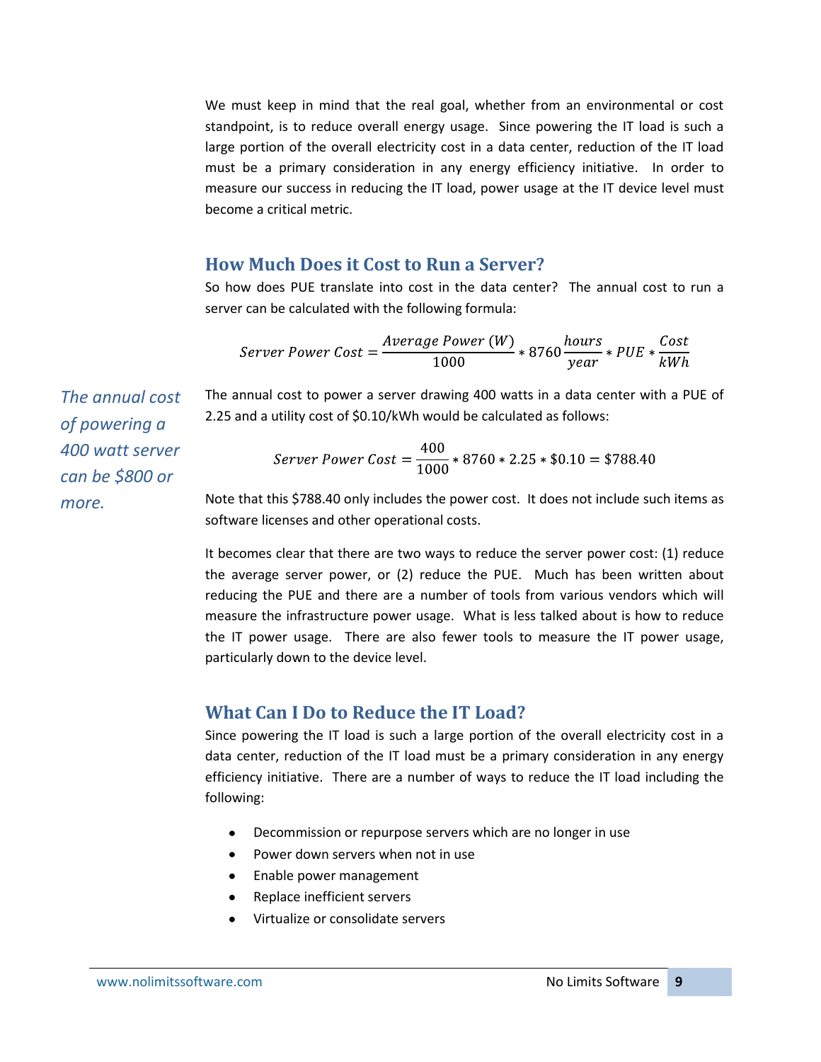We must keep in mind that the real goal, whether from an environmental or cost standpoint, is to reduce overall energy usage. Since powering the IT load is such a large portion of the overall electricity cost in a data center, reduction of the IT load must be a primary consideration in any energy efficiency initiative. In order to measure our success in reducing the IT load, power usage at the IT device level must become a critical metric.

## How Much Does it Cost to Run a Server?

So how does PUE translate into cost in the data center? The annual cost to run a server can be calculated with the following formula:

$$Server\ Power\ Cost = \frac{Average\ Power\ (W)}{1000} * 8760 \frac{hours}{year} * PUE * \frac{Cost}{kWh}$$

*The annual cost of powering a 400 watt server can be $800 or more.*

The annual cost to power a server drawing 400 watts in a data center with a PUE of 2.25 and a utility cost of $0.10/kWh would be calculated as follows:

$$Server\ Power\ Cost = \frac{400}{1000} * 8760 * 2.25 * \$0.10 = \$788.40$$

Note that this $788.40 only includes the power cost. It does not include such items as software licenses and other operational costs.

It becomes clear that there are two ways to reduce the server power cost: (1) reduce the average server power, or (2) reduce the PUE. Much has been written about reducing the PUE and there are a number of tools from various vendors which will measure the infrastructure power usage. What is less talked about is how to reduce the IT power usage. There are also fewer tools to measure the IT power usage, particularly down to the device level.

## What Can I Do to Reduce the IT Load?

Since powering the IT load is such a large portion of the overall electricity cost in a data center, reduction of the IT load must be a primary consideration in any energy efficiency initiative. There are a number of ways to reduce the IT load including the following:

- Decommission or repurpose servers which are no longer in use
- Power down servers when not in use
- Enable power management
- Replace inefficient servers
- Virtualize or consolidate servers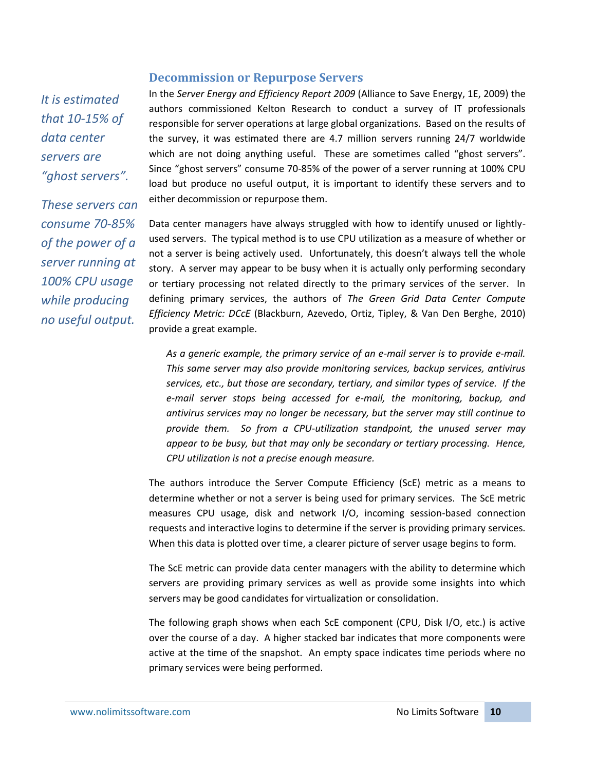## Decommission or Repurpose Servers

*It is estimated that 10-15% of data center servers are "ghost servers".*

*These servers can consume 70-85% of the power of a server running at 100% CPU usage while producing no useful output.*

In the *Server Energy and Efficiency Report 2009* (Alliance to Save Energy, 1E, 2009) the authors commissioned Kelton Research to conduct a survey of IT professionals responsible for server operations at large global organizations. Based on the results of the survey, it was estimated there are 4.7 million servers running 24/7 worldwide which are not doing anything useful. These are sometimes called "ghost servers". Since "ghost servers" consume 70-85% of the power of a server running at 100% CPU load but produce no useful output, it is important to identify these servers and to either decommission or repurpose them.

Data center managers have always struggled with how to identify unused or lightly-used servers. The typical method is to use CPU utilization as a measure of whether or not a server is being actively used. Unfortunately, this doesn't always tell the whole story. A server may appear to be busy when it is actually only performing secondary or tertiary processing not related directly to the primary services of the server. In defining primary services, the authors of *The Green Grid Data Center Compute Efficiency Metric: DCcE* (Blackburn, Azevedo, Ortiz, Tipley, & Van Den Berghe, 2010) provide a great example.

> *As a generic example, the primary service of an e-mail server is to provide e-mail. This same server may also provide monitoring services, backup services, antivirus services, etc., but those are secondary, tertiary, and similar types of service. If the e-mail server stops being accessed for e-mail, the monitoring, backup, and antivirus services may no longer be necessary, but the server may still continue to provide them. So from a CPU-utilization standpoint, the unused server may appear to be busy, but that may only be secondary or tertiary processing. Hence, CPU utilization is not a precise enough measure.*

The authors introduce the Server Compute Efficiency (ScE) metric as a means to determine whether or not a server is being used for primary services. The ScE metric measures CPU usage, disk and network I/O, incoming session-based connection requests and interactive logins to determine if the server is providing primary services. When this data is plotted over time, a clearer picture of server usage begins to form.

The ScE metric can provide data center managers with the ability to determine which servers are providing primary services as well as provide some insights into which servers may be good candidates for virtualization or consolidation.

The following graph shows when each ScE component (CPU, Disk I/O, etc.) is active over the course of a day. A higher stacked bar indicates that more components were active at the time of the snapshot. An empty space indicates time periods where no primary services were being performed.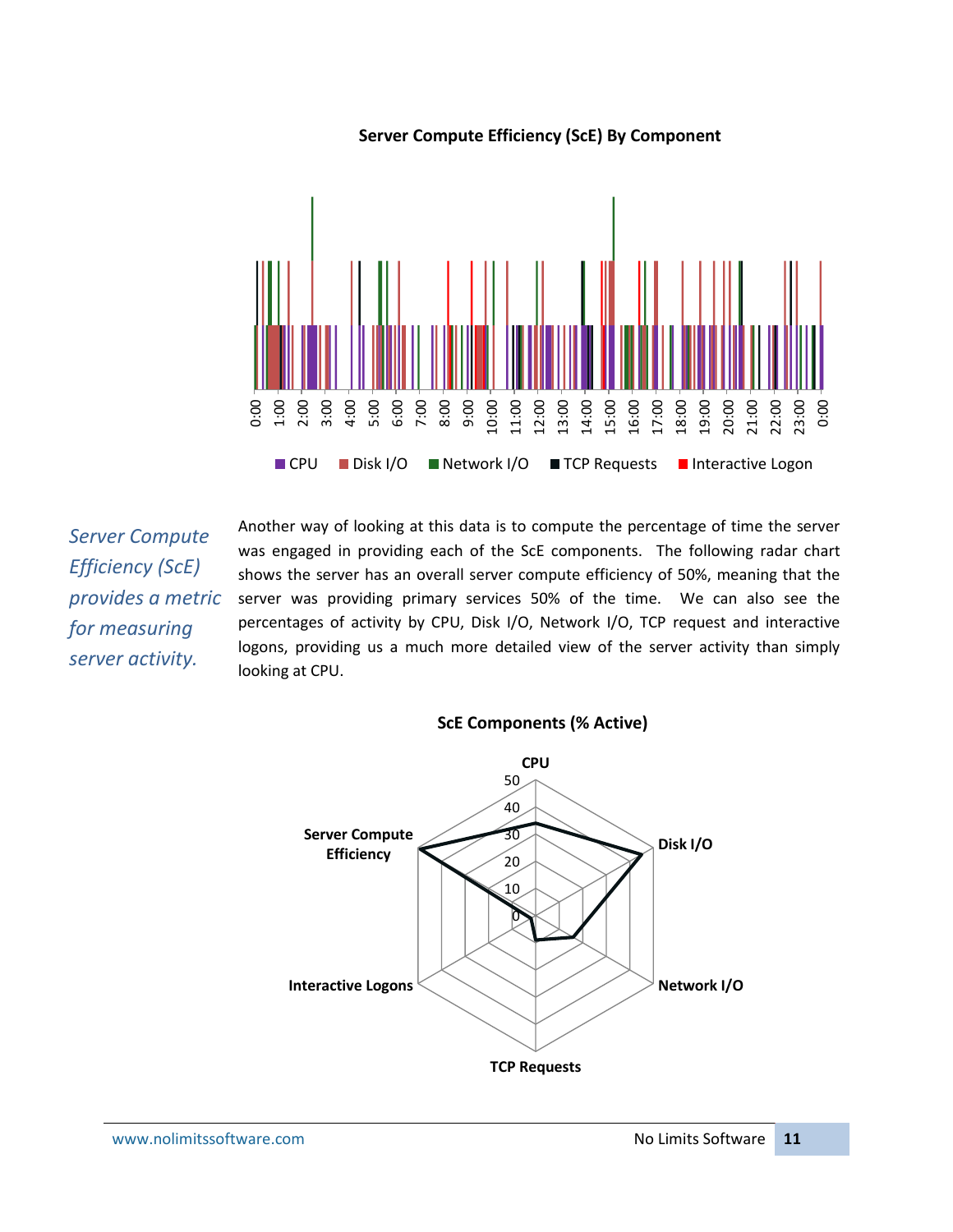**Server Compute Efficiency (ScE) By Component**

0:00 1:00 2:00 3:00 4:00 5:00 6:00 7:00 8:00 9:00 10:00 11:00 12:00 13:00 14:00 15:00 16:00 17:00 18:00 19:00 20:00 21:00 22:00 23:00 0:00

CPU | Disk I/O | Network I/O | TCP Requests | Interactive Logon

*Server Compute Efficiency (ScE) provides a metric for measuring server activity.*

Another way of looking at this data is to compute the percentage of time the server was engaged in providing each of the ScE components. The following radar chart shows the server has an overall server compute efficiency of 50%, meaning that the server was providing primary services 50% of the time. We can also see the percentages of activity by CPU, Disk I/O, Network I/O, TCP request and interactive logons, providing us a much more detailed view of the server activity than simply looking at CPU.

**ScE Components (% Active)**

CPU, Disk I/O, Network I/O, TCP Requests, Interactive Logons, Server Compute Efficiency

0, 10, 20, 30, 40, 50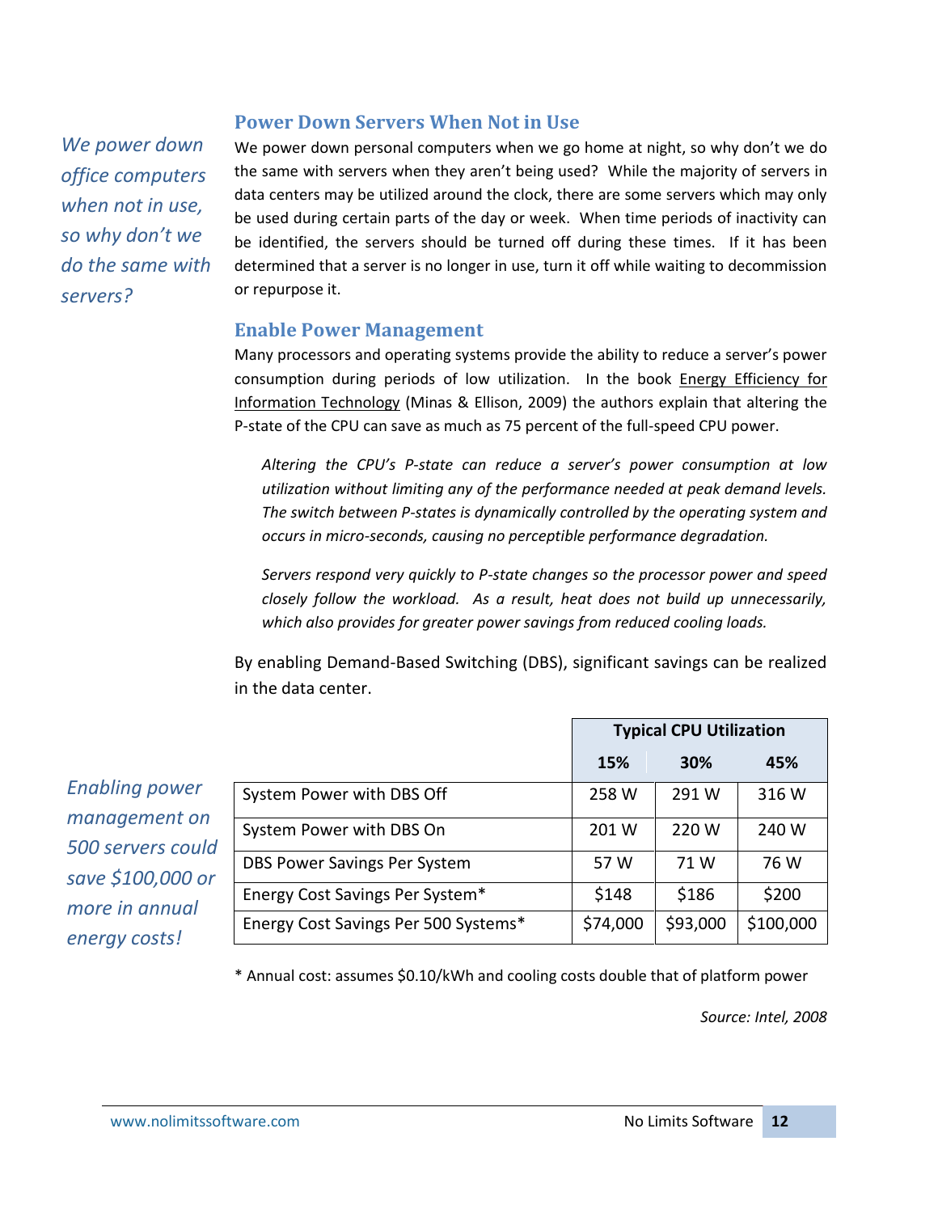*We power down office computers when not in use, so why don't we do the same with servers?*

## Power Down Servers When Not in Use

We power down personal computers when we go home at night, so why don't we do the same with servers when they aren't being used? While the majority of servers in data centers may be utilized around the clock, there are some servers which may only be used during certain parts of the day or week. When time periods of inactivity can be identified, the servers should be turned off during these times. If it has been determined that a server is no longer in use, turn it off while waiting to decommission or repurpose it.

## Enable Power Management

Many processors and operating systems provide the ability to reduce a server's power consumption during periods of low utilization. In the book Energy Efficiency for Information Technology (Minas & Ellison, 2009) the authors explain that altering the P-state of the CPU can save as much as 75 percent of the full-speed CPU power.

> *Altering the CPU's P-state can reduce a server's power consumption at low utilization without limiting any of the performance needed at peak demand levels. The switch between P-states is dynamically controlled by the operating system and occurs in micro-seconds, causing no perceptible performance degradation.*
>
> *Servers respond very quickly to P-state changes so the processor power and speed closely follow the workload. As a result, heat does not build up unnecessarily, which also provides for greater power savings from reduced cooling loads.*

By enabling Demand-Based Switching (DBS), significant savings can be realized in the data center.

*Enabling power management on 500 servers could save $100,000 or more in annual energy costs!*

| | Typical CPU Utilization | | |
|---|---|---|---|
| | 15% | 30% | 45% |
| System Power with DBS Off | 258 W | 291 W | 316 W |
| System Power with DBS On | 201 W | 220 W | 240 W |
| DBS Power Savings Per System | 57 W | 71 W | 76 W |
| Energy Cost Savings Per System* | $148 | $186 | $200 |
| Energy Cost Savings Per 500 Systems* | $74,000 | $93,000 | $100,000 |

* Annual cost: assumes $0.10/kWh and cooling costs double that of platform power

*Source: Intel, 2008*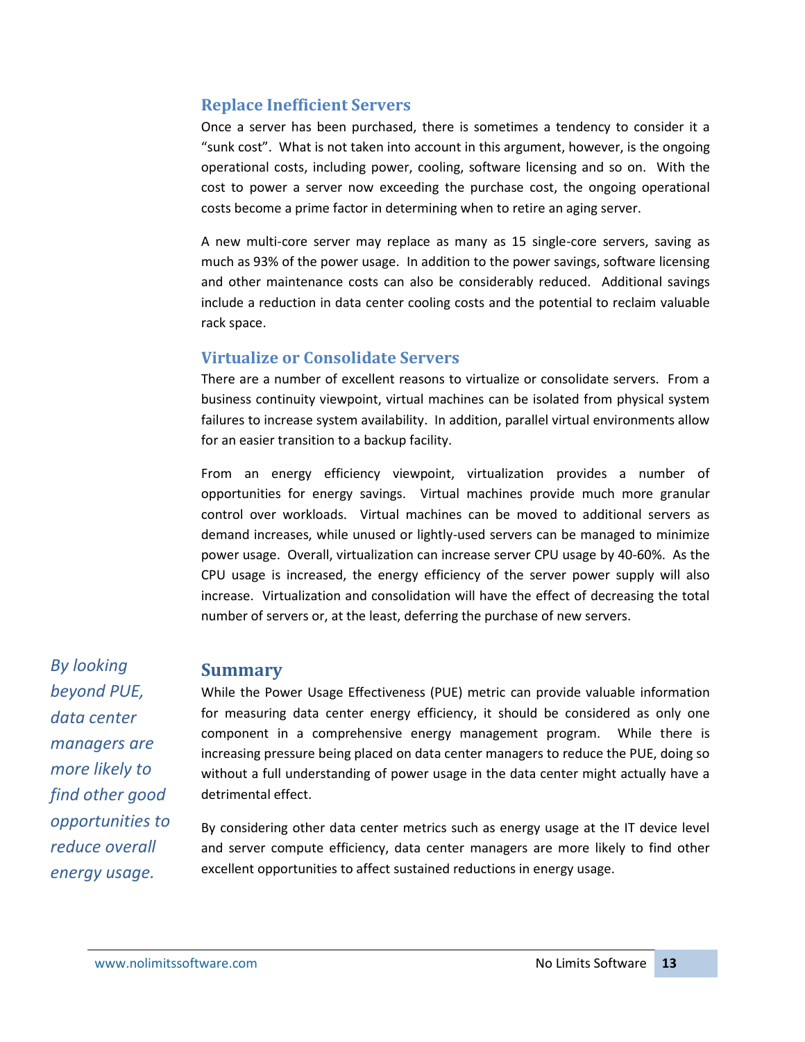## Replace Inefficient Servers

Once a server has been purchased, there is sometimes a tendency to consider it a "sunk cost". What is not taken into account in this argument, however, is the ongoing operational costs, including power, cooling, software licensing and so on. With the cost to power a server now exceeding the purchase cost, the ongoing operational costs become a prime factor in determining when to retire an aging server.

A new multi-core server may replace as many as 15 single-core servers, saving as much as 93% of the power usage. In addition to the power savings, software licensing and other maintenance costs can also be considerably reduced. Additional savings include a reduction in data center cooling costs and the potential to reclaim valuable rack space.

## Virtualize or Consolidate Servers

There are a number of excellent reasons to virtualize or consolidate servers. From a business continuity viewpoint, virtual machines can be isolated from physical system failures to increase system availability. In addition, parallel virtual environments allow for an easier transition to a backup facility.

From an energy efficiency viewpoint, virtualization provides a number of opportunities for energy savings. Virtual machines provide much more granular control over workloads. Virtual machines can be moved to additional servers as demand increases, while unused or lightly-used servers can be managed to minimize power usage. Overall, virtualization can increase server CPU usage by 40-60%. As the CPU usage is increased, the energy efficiency of the server power supply will also increase. Virtualization and consolidation will have the effect of decreasing the total number of servers or, at the least, deferring the purchase of new servers.

# Summary

*By looking beyond PUE, data center managers are more likely to find other good opportunities to reduce overall energy usage.*

While the Power Usage Effectiveness (PUE) metric can provide valuable information for measuring data center energy efficiency, it should be considered as only one component in a comprehensive energy management program. While there is increasing pressure being placed on data center managers to reduce the PUE, doing so without a full understanding of power usage in the data center might actually have a detrimental effect.

By considering other data center metrics such as energy usage at the IT device level and server compute efficiency, data center managers are more likely to find other excellent opportunities to affect sustained reductions in energy usage.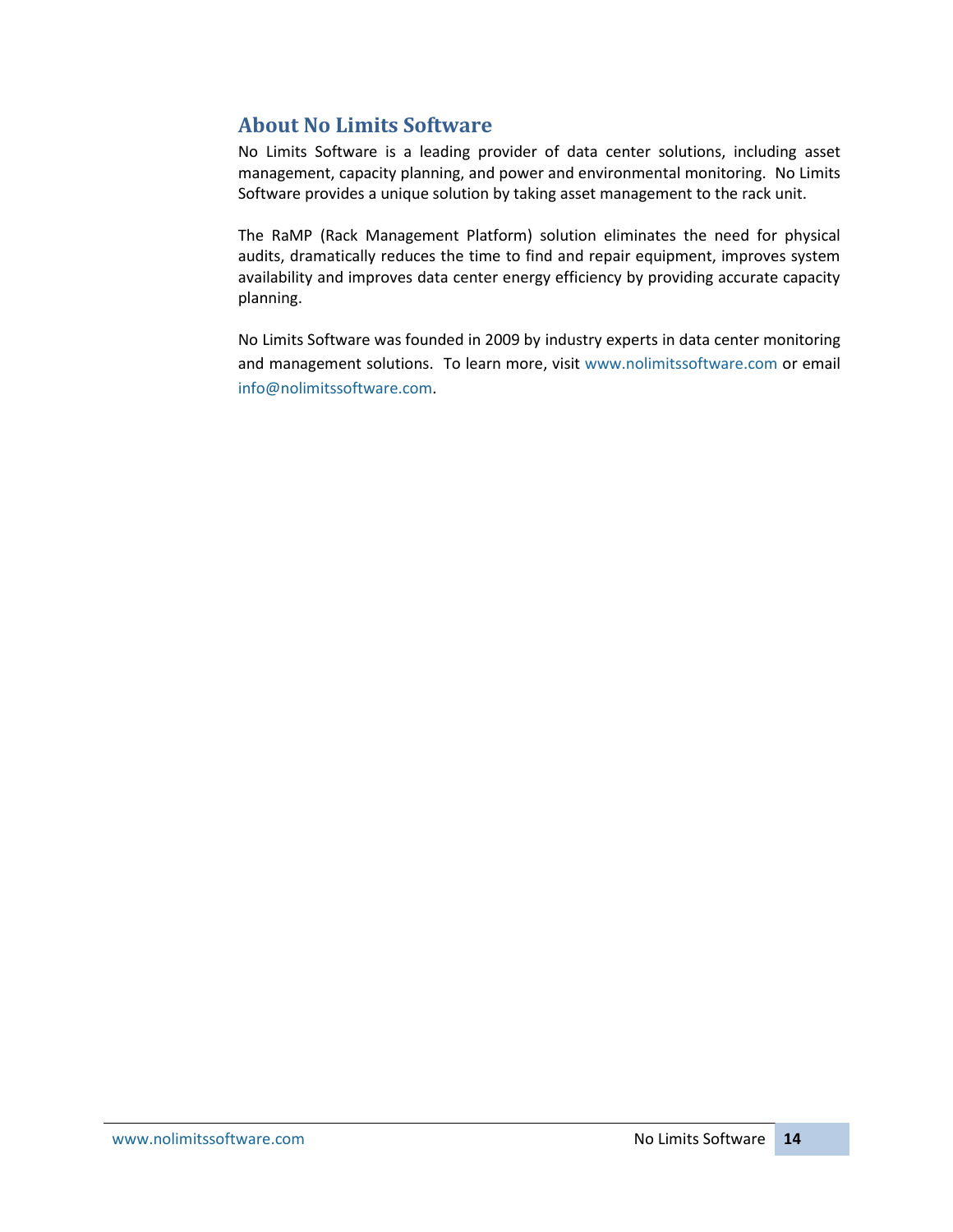## About No Limits Software

No Limits Software is a leading provider of data center solutions, including asset management, capacity planning, and power and environmental monitoring. No Limits Software provides a unique solution by taking asset management to the rack unit.

The RaMP (Rack Management Platform) solution eliminates the need for physical audits, dramatically reduces the time to find and repair equipment, improves system availability and improves data center energy efficiency by providing accurate capacity planning.

No Limits Software was founded in 2009 by industry experts in data center monitoring and management solutions. To learn more, visit www.nolimitssoftware.com or email info@nolimitssoftware.com.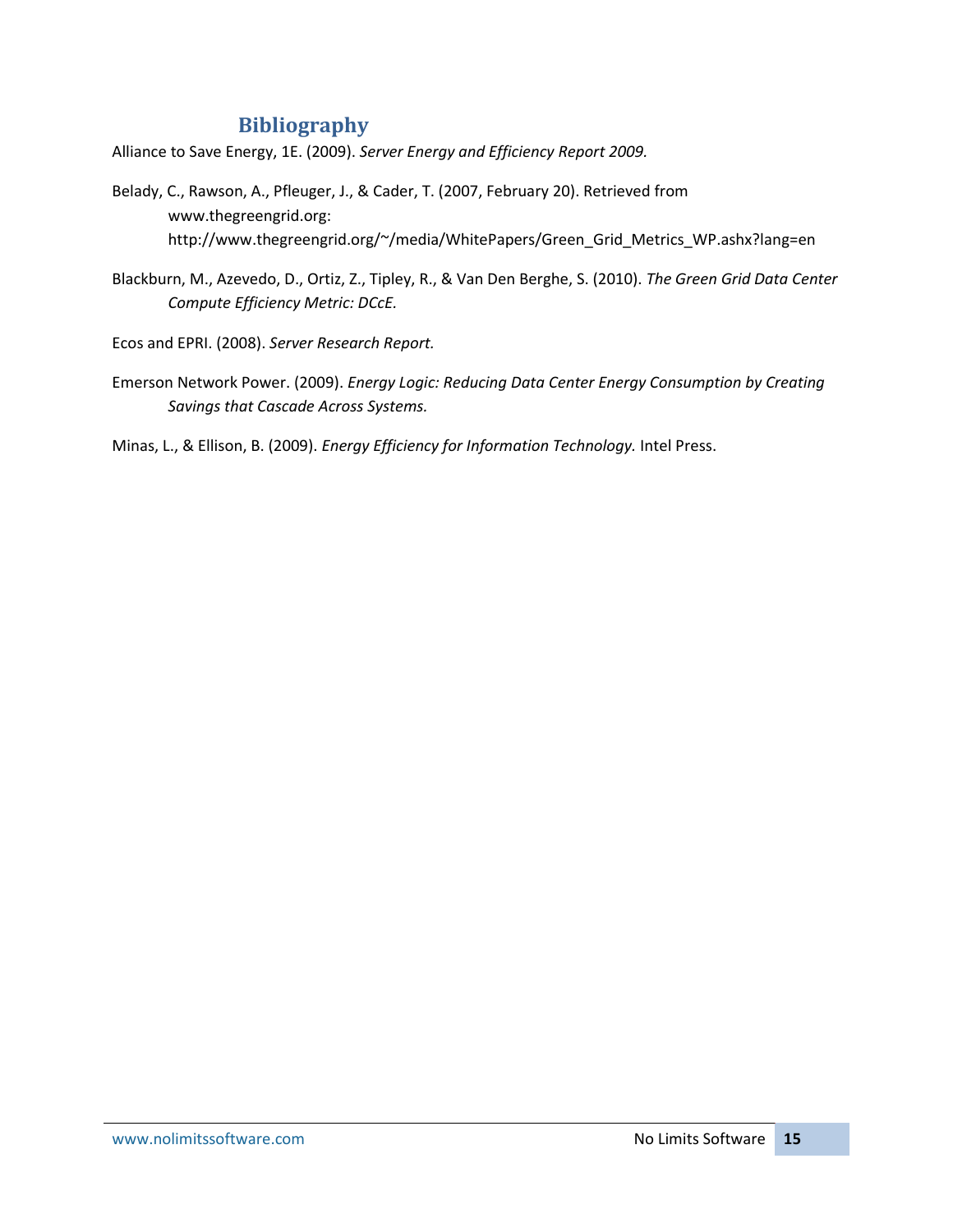# Bibliography

Alliance to Save Energy, 1E. (2009). *Server Energy and Efficiency Report 2009.*

Belady, C., Rawson, A., Pfleuger, J., & Cader, T. (2007, February 20). Retrieved from www.thegreengrid.org: http://www.thegreengrid.org/~/media/WhitePapers/Green_Grid_Metrics_WP.ashx?lang=en

Blackburn, M., Azevedo, D., Ortiz, Z., Tipley, R., & Van Den Berghe, S. (2010). *The Green Grid Data Center Compute Efficiency Metric: DCcE.*

Ecos and EPRI. (2008). *Server Research Report.*

Emerson Network Power. (2009). *Energy Logic: Reducing Data Center Energy Consumption by Creating Savings that Cascade Across Systems.*

Minas, L., & Ellison, B. (2009). *Energy Efficiency for Information Technology.* Intel Press.